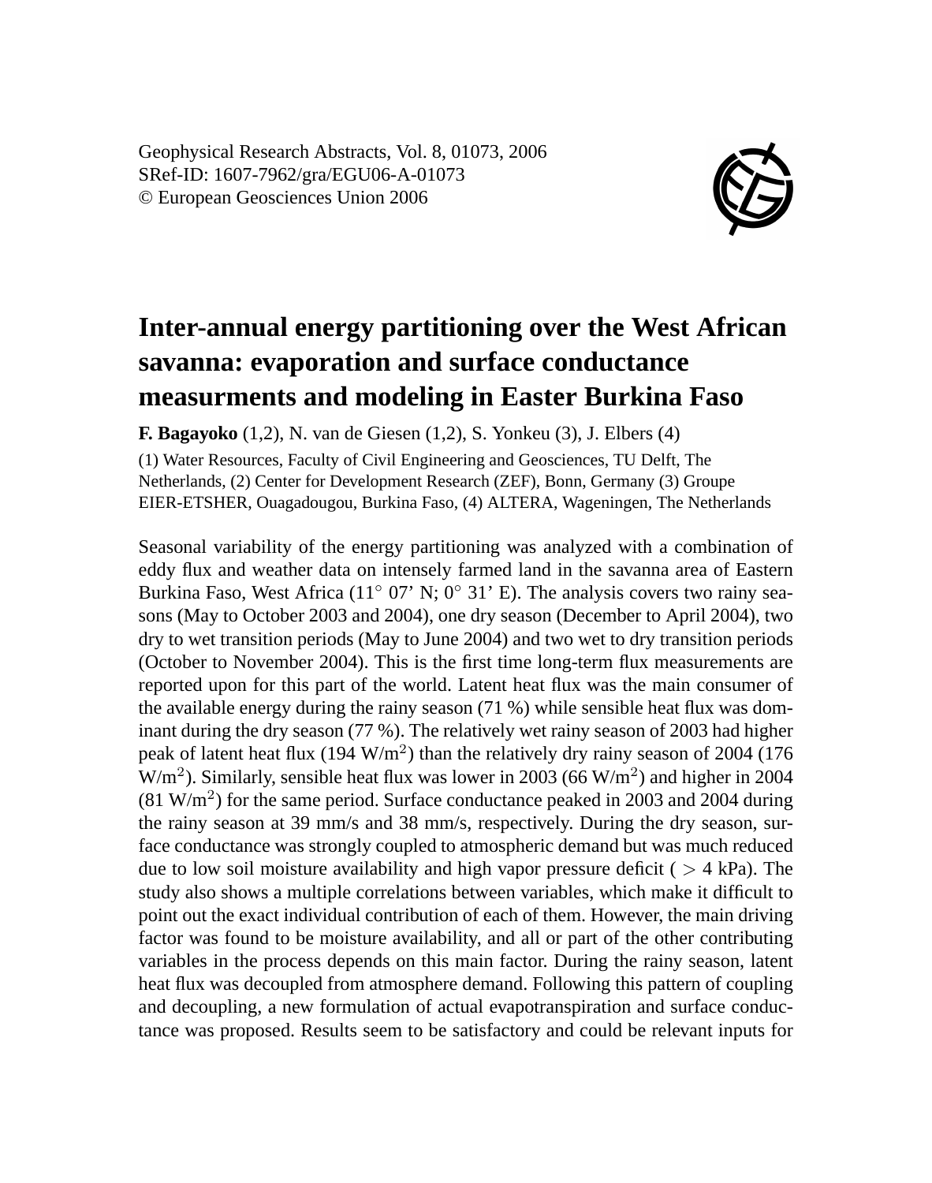# Inter-annual energy partitioning over the West African savanna: evaporation and surface conductance measurments and modeling in Easter Burkina Faso

**F. Bagayoko** (1,2), N. van de Giesen (1,2), S. Yonkeu (3), J. Elbers (4)

(1) Water Resources, Faculty of Civil Engineering and Geosciences, TU Delft, The Netherlands, (2) Center for Development Research (ZEF), Bonn, Germany (3) Groupe EIER-ETSHER, Ouagadougou, Burkina Faso, (4) ALTERA, Wageningen, The Netherlands

Seasonal variability of the energy partitioning was analyzed with a combination of eddy flux and weather data on intensely farmed land in the savanna area of Eastern Burkina Faso, West Africa (11° 07' N; 0° 31' E). The analysis covers two rainy seasons (May to October 2003 and 2004), one dry season (December to April 2004), two dry to wet transition periods (May to June 2004) and two wet to dry transition periods (October to November 2004). This is the first time long-term flux measurements are reported upon for this part of the world. Latent heat flux was the main consumer of the available energy during the rainy season (71 %) while sensible heat flux was dominant during the dry season (77 %). The relatively wet rainy season of 2003 had higher peak of latent heat flux (194 W/m$^2$) than the relatively dry rainy season of 2004 (176 W/m$^2$). Similarly, sensible heat flux was lower in 2003 (66 W/m$^2$) and higher in 2004 (81 W/m$^2$) for the same period. Surface conductance peaked in 2003 and 2004 during the rainy season at 39 mm/s and 38 mm/s, respectively. During the dry season, surface conductance was strongly coupled to atmospheric demand but was much reduced due to low soil moisture availability and high vapor pressure deficit ( $>$ 4 kPa). The study also shows a multiple correlations between variables, which make it difficult to point out the exact individual contribution of each of them. However, the main driving factor was found to be moisture availability, and all or part of the other contributing variables in the process depends on this main factor. During the rainy season, latent heat flux was decoupled from atmosphere demand. Following this pattern of coupling and decoupling, a new formulation of actual evapotranspiration and surface conductance was proposed. Results seem to be satisfactory and could be relevant inputs for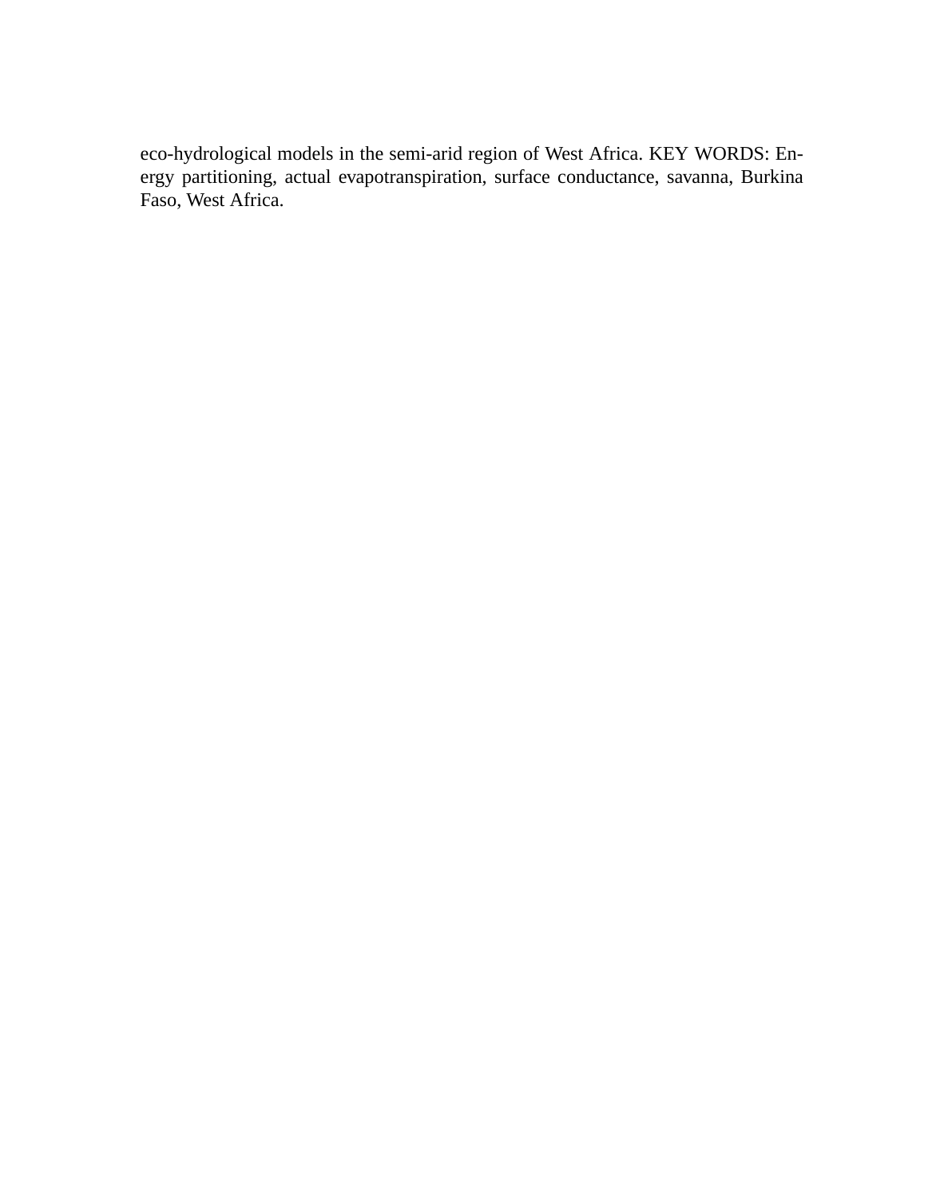eco-hydrological models in the semi-arid region of West Africa. KEY WORDS: Energy partitioning, actual evapotranspiration, surface conductance, savanna, Burkina Faso, West Africa.